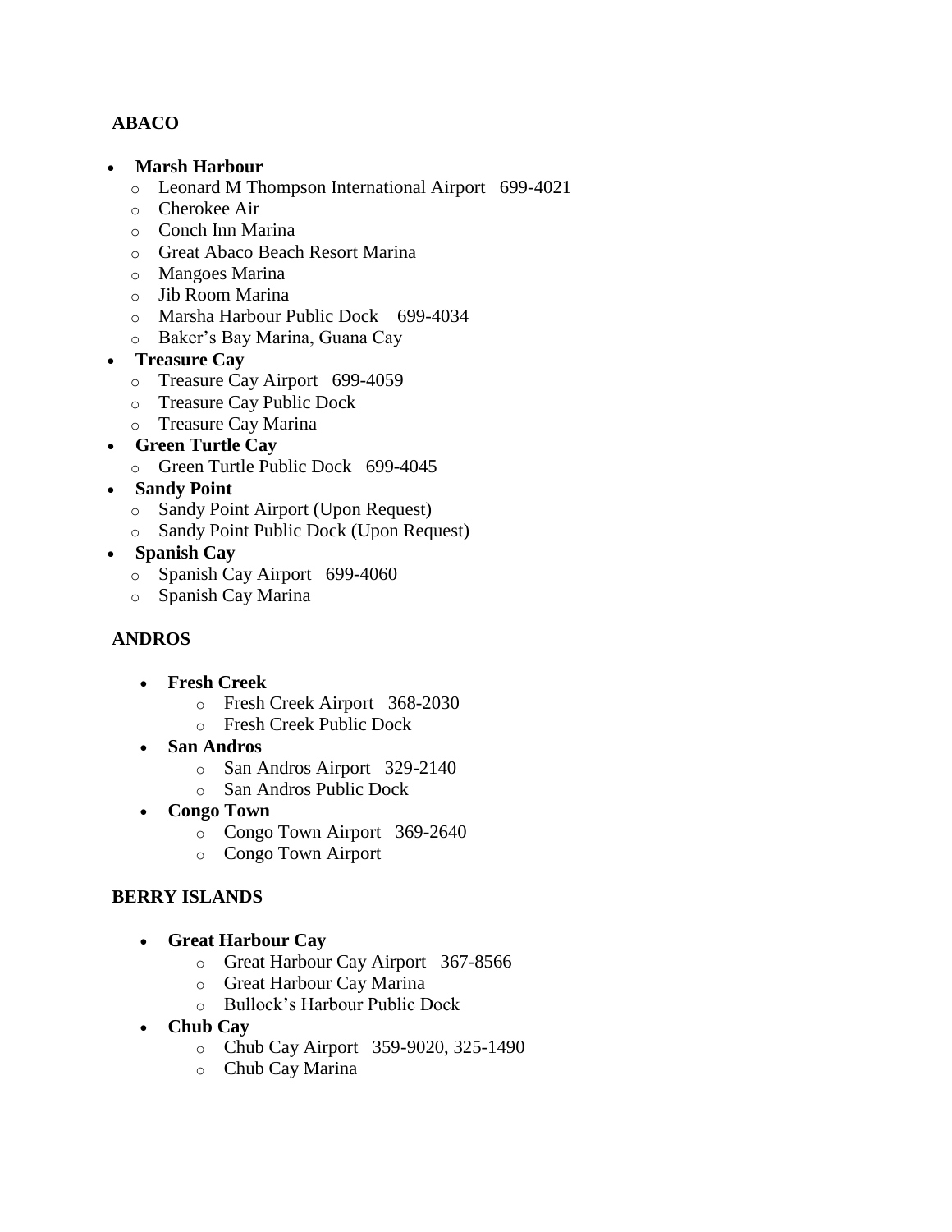**ABACO**

- **Marsh Harbour**
    - Leonard M Thompson International Airport 699-4021
    - Cherokee Air
    - Conch Inn Marina
    - Great Abaco Beach Resort Marina
    - Mangoes Marina
    - Jib Room Marina
    - Marsha Harbour Public Dock 699-4034
    - Baker's Bay Marina, Guana Cay
- **Treasure Cay**
    - Treasure Cay Airport 699-4059
    - Treasure Cay Public Dock
    - Treasure Cay Marina
- **Green Turtle Cay**
    - Green Turtle Public Dock 699-4045
- **Sandy Point**
    - Sandy Point Airport (Upon Request)
    - Sandy Point Public Dock (Upon Request)
- **Spanish Cay**
    - Spanish Cay Airport 699-4060
    - Spanish Cay Marina

**ANDROS**

- **Fresh Creek**
    - Fresh Creek Airport 368-2030
    - Fresh Creek Public Dock
- **San Andros**
    - San Andros Airport 329-2140
    - San Andros Public Dock
- **Congo Town**
    - Congo Town Airport 369-2640
    - Congo Town Airport

**BERRY ISLANDS**

- **Great Harbour Cay**
    - Great Harbour Cay Airport 367-8566
    - Great Harbour Cay Marina
    - Bullock's Harbour Public Dock
- **Chub Cay**
    - Chub Cay Airport 359-9020, 325-1490
    - Chub Cay Marina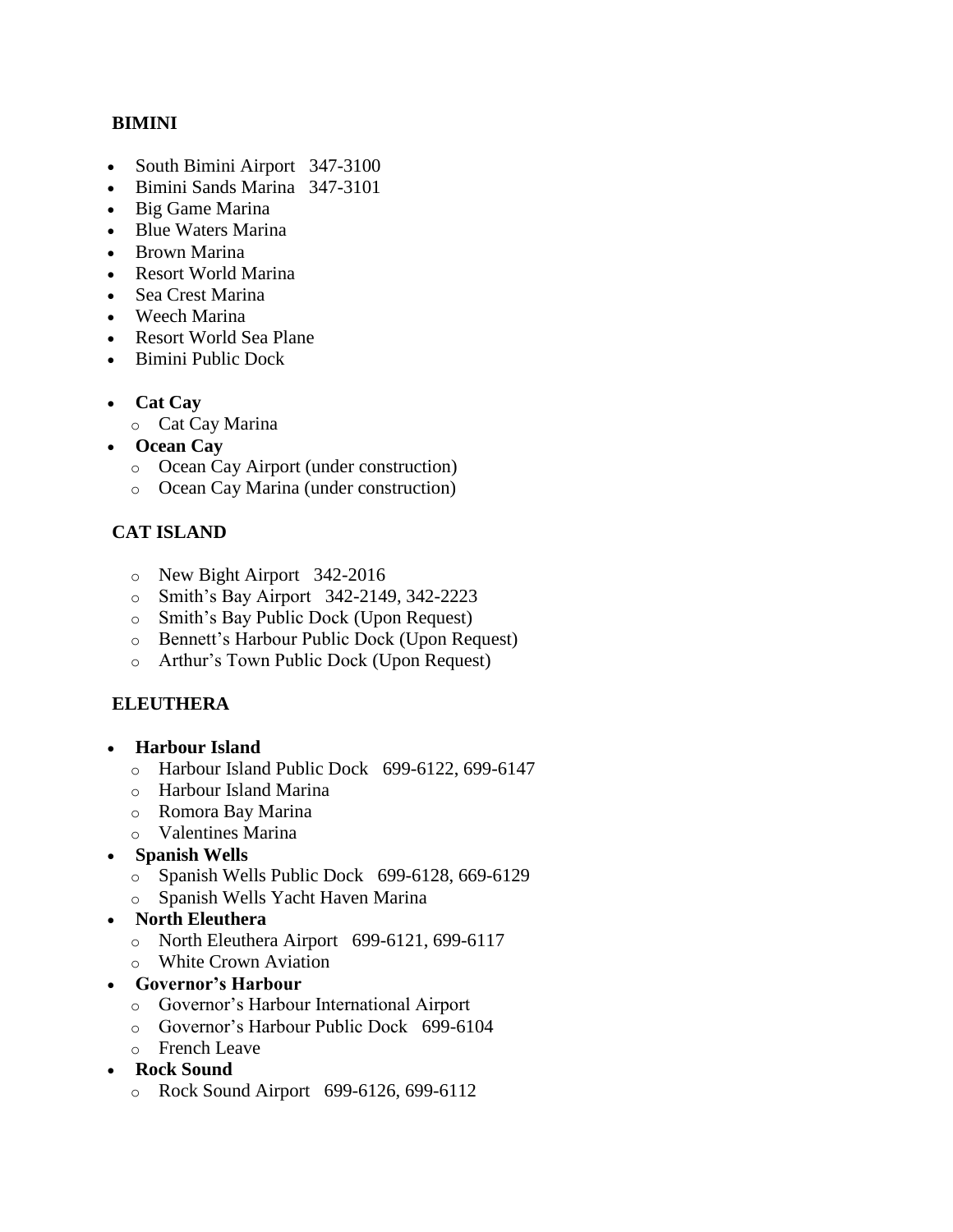**BIMINI**

- South Bimini Airport   347-3100
- Bimini Sands Marina   347-3101
- Big Game Marina
- Blue Waters Marina
- Brown Marina
- Resort World Marina
- Sea Crest Marina
- Weech Marina
- Resort World Sea Plane
- Bimini Public Dock

- **Cat Cay**
  - Cat Cay Marina
- **Ocean Cay**
  - Ocean Cay Airport (under construction)
  - Ocean Cay Marina (under construction)

**CAT ISLAND**

- New Bight Airport   342-2016
- Smith's Bay Airport   342-2149, 342-2223
- Smith's Bay Public Dock (Upon Request)
- Bennett's Harbour Public Dock (Upon Request)
- Arthur's Town Public Dock (Upon Request)

**ELEUTHERA**

- **Harbour Island**
  - Harbour Island Public Dock   699-6122, 699-6147
  - Harbour Island Marina
  - Romora Bay Marina
  - Valentines Marina
- **Spanish Wells**
  - Spanish Wells Public Dock   699-6128, 669-6129
  - Spanish Wells Yacht Haven Marina
- **North Eleuthera**
  - North Eleuthera Airport   699-6121, 699-6117
  - White Crown Aviation
- **Governor's Harbour**
  - Governor's Harbour International Airport
  - Governor's Harbour Public Dock   699-6104
  - French Leave
- **Rock Sound**
  - Rock Sound Airport   699-6126, 699-6112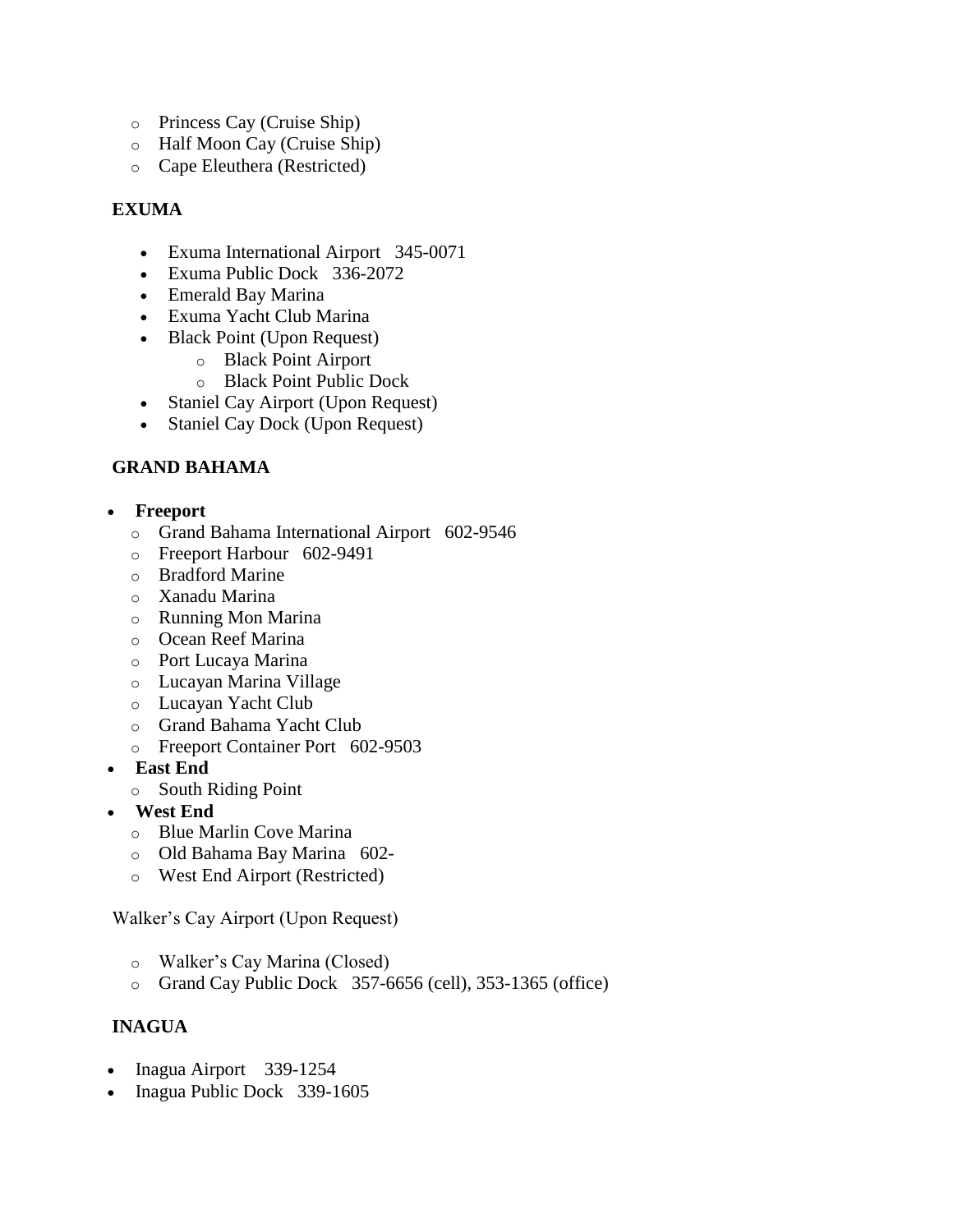- Princess Cay (Cruise Ship)
  - Half Moon Cay (Cruise Ship)
  - Cape Eleuthera (Restricted)

**EXUMA**

- Exuma International Airport 345-0071
- Exuma Public Dock 336-2072
- Emerald Bay Marina
- Exuma Yacht Club Marina
- Black Point (Upon Request)
  - Black Point Airport
  - Black Point Public Dock
- Staniel Cay Airport (Upon Request)
- Staniel Cay Dock (Upon Request)

**GRAND BAHAMA**

- **Freeport**
  - Grand Bahama International Airport 602-9546
  - Freeport Harbour 602-9491
  - Bradford Marine
  - Xanadu Marina
  - Running Mon Marina
  - Ocean Reef Marina
  - Port Lucaya Marina
  - Lucayan Marina Village
  - Lucayan Yacht Club
  - Grand Bahama Yacht Club
  - Freeport Container Port 602-9503
- **East End**
  - South Riding Point
- **West End**
  - Blue Marlin Cove Marina
  - Old Bahama Bay Marina 602-
  - West End Airport (Restricted)

Walker's Cay Airport (Upon Request)

  - Walker's Cay Marina (Closed)
  - Grand Cay Public Dock 357-6656 (cell), 353-1365 (office)

**INAGUA**

- Inagua Airport 339-1254
- Inagua Public Dock 339-1605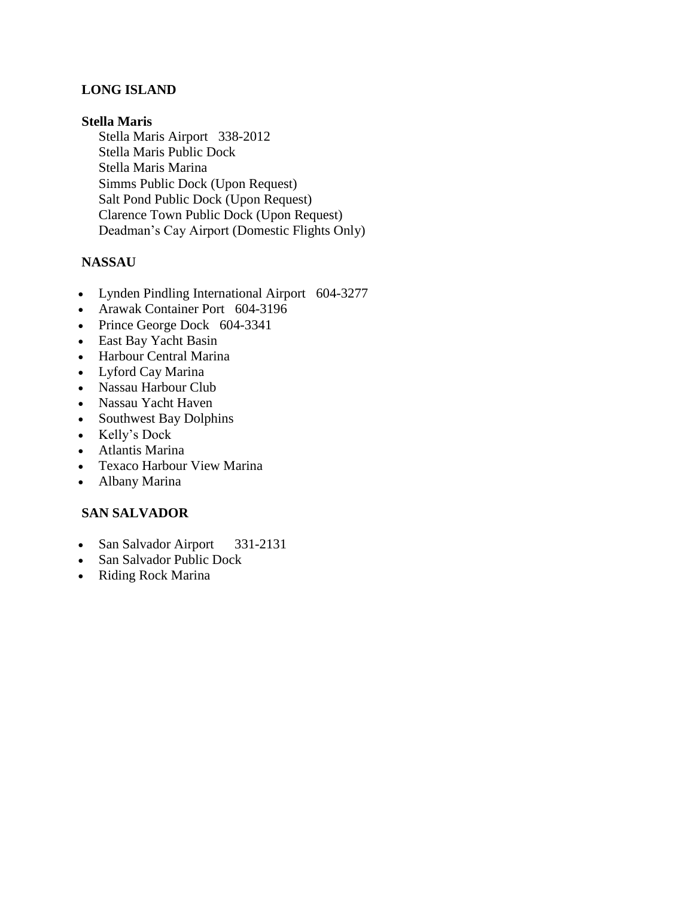**LONG ISLAND**

**Stella Maris**

Stella Maris Airport 338-2012
Stella Maris Public Dock
Stella Maris Marina
Simms Public Dock (Upon Request)
Salt Pond Public Dock (Upon Request)
Clarence Town Public Dock (Upon Request)
Deadman's Cay Airport (Domestic Flights Only)

**NASSAU**

- Lynden Pindling International Airport 604-3277
- Arawak Container Port 604-3196
- Prince George Dock 604-3341
- East Bay Yacht Basin
- Harbour Central Marina
- Lyford Cay Marina
- Nassau Harbour Club
- Nassau Yacht Haven
- Southwest Bay Dolphins
- Kelly's Dock
- Atlantis Marina
- Texaco Harbour View Marina
- Albany Marina

**SAN SALVADOR**

- San Salvador Airport 331-2131
- San Salvador Public Dock
- Riding Rock Marina